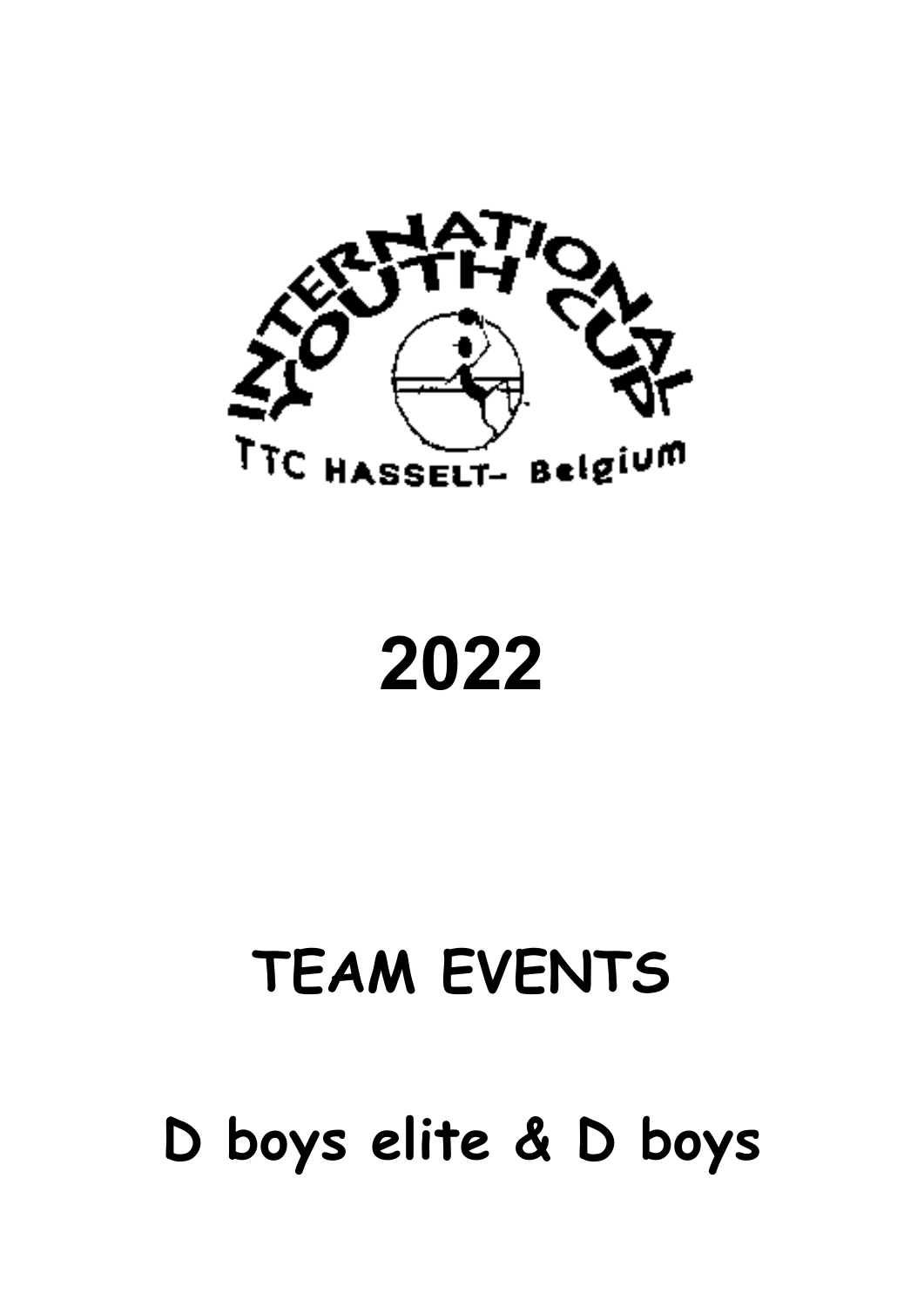INTERNATIONAL YOUTH CUP

TTC HASSELT- Belgium

# 2022

# TEAM EVENTS

# D boys elite & D boys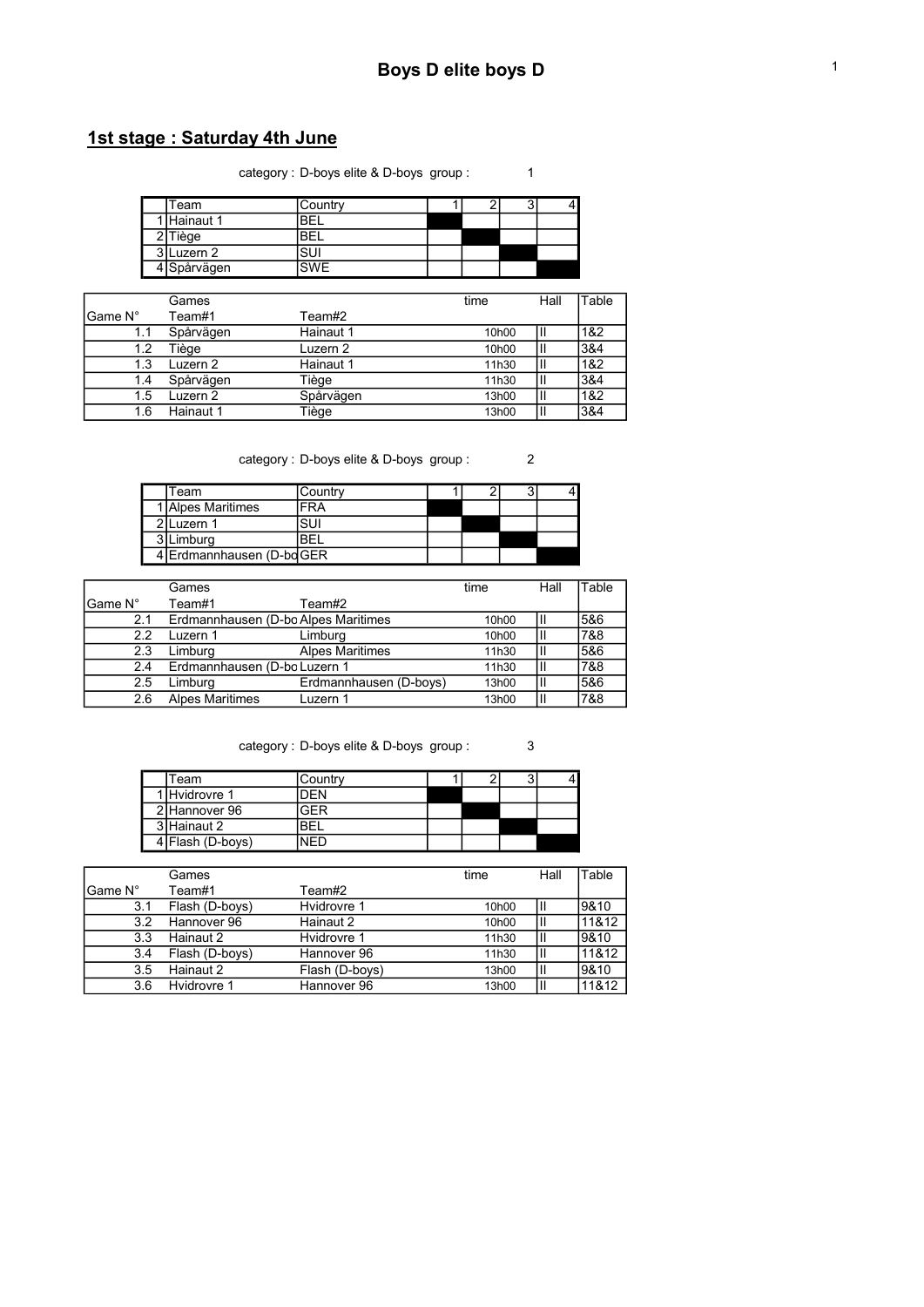## Boys D elite boys D

## 1st stage : Saturday 4th June

category : D-boys elite & D-boys group : 1

| | Team | Country | 1 | 2 | 3 | 4 |
|---|---|---|---|---|---|---|
| 1 | Hainaut 1 | BEL | | | | |
| 2 | Tiège | BEL | | | | |
| 3 | Luzern 2 | SUI | | | | |
| 4 | Spårvägen | SWE | | | | |

| Game N° | Games Team#1 | Team#2 | time | Hall | Table |
|---|---|---|---|---|---|
| 1.1 | Spårvägen | Hainaut 1 | 10h00 | II | 1&2 |
| 1.2 | Tiège | Luzern 2 | 10h00 | II | 3&4 |
| 1.3 | Luzern 2 | Hainaut 1 | 11h30 | II | 1&2 |
| 1.4 | Spårvägen | Tiège | 11h30 | II | 3&4 |
| 1.5 | Luzern 2 | Spårvägen | 13h00 | II | 1&2 |
| 1.6 | Hainaut 1 | Tiège | 13h00 | II | 3&4 |

category : D-boys elite & D-boys group : 2

| | Team | Country | 1 | 2 | 3 | 4 |
|---|---|---|---|---|---|---|
| 1 | Alpes Maritimes | FRA | | | | |
| 2 | Luzern 1 | SUI | | | | |
| 3 | Limburg | BEL | | | | |
| 4 | Erdmannhausen (D-bo | GER | | | | |

| Game N° | Games Team#1 | Team#2 | time | Hall | Table |
|---|---|---|---|---|---|
| 2.1 | Erdmannhausen (D-bo | Alpes Maritimes | 10h00 | II | 5&6 |
| 2.2 | Luzern 1 | Limburg | 10h00 | II | 7&8 |
| 2.3 | Limburg | Alpes Maritimes | 11h30 | II | 5&6 |
| 2.4 | Erdmannhausen (D-bo | Luzern 1 | 11h30 | II | 7&8 |
| 2.5 | Limburg | Erdmannhausen (D-boys) | 13h00 | II | 5&6 |
| 2.6 | Alpes Maritimes | Luzern 1 | 13h00 | II | 7&8 |

category : D-boys elite & D-boys group : 3

| | Team | Country | 1 | 2 | 3 | 4 |
|---|---|---|---|---|---|---|
| 1 | Hvidrovre 1 | DEN | | | | |
| 2 | Hannover 96 | GER | | | | |
| 3 | Hainaut 2 | BEL | | | | |
| 4 | Flash (D-boys) | NED | | | | |

| Game N° | Games Team#1 | Team#2 | time | Hall | Table |
|---|---|---|---|---|---|
| 3.1 | Flash (D-boys) | Hvidrovre 1 | 10h00 | II | 9&10 |
| 3.2 | Hannover 96 | Hainaut 2 | 10h00 | II | 11&12 |
| 3.3 | Hainaut 2 | Hvidrovre 1 | 11h30 | II | 9&10 |
| 3.4 | Flash (D-boys) | Hannover 96 | 11h30 | II | 11&12 |
| 3.5 | Hainaut 2 | Flash (D-boys) | 13h00 | II | 9&10 |
| 3.6 | Hvidrovre 1 | Hannover 96 | 13h00 | II | 11&12 |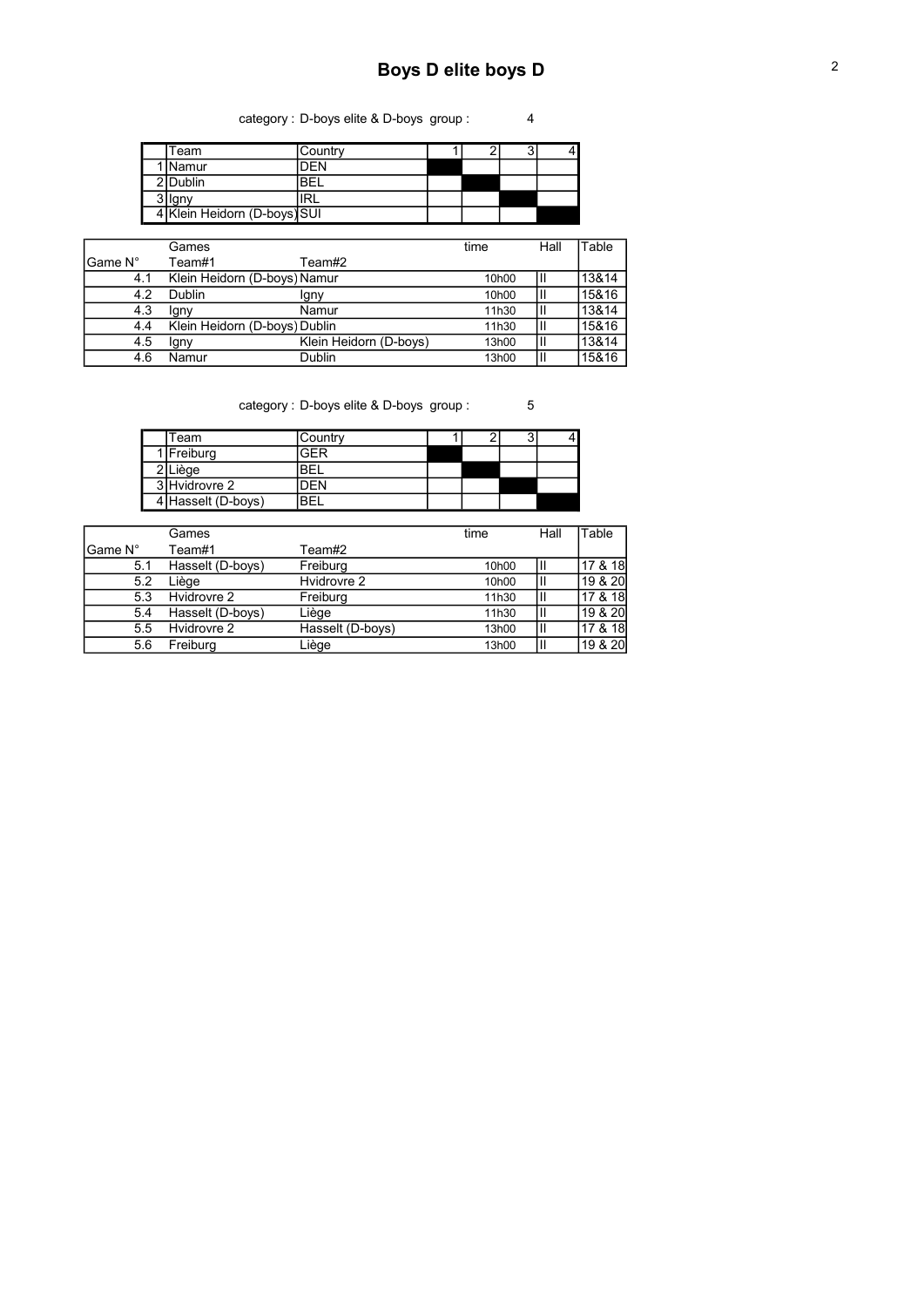# Boys D elite boys D

category : D-boys elite & D-boys group : 4

| | Team | Country | 1 | 2 | 3 | 4 |
|---|---|---|---|---|---|---|
| 1 | Namur | DEN | | | | |
| 2 | Dublin | BEL | | | | |
| 3 | Igny | IRL | | | | |
| 4 | Klein Heidorn (D-boys) | SUI | | | | |

| Game N° | Games Team#1 | Team#2 | time | Hall | Table |
|---|---|---|---|---|---|
| 4.1 | Klein Heidorn (D-boys) | Namur | 10h00 | II | 13&14 |
| 4.2 | Dublin | Igny | 10h00 | II | 15&16 |
| 4.3 | Igny | Namur | 11h30 | II | 13&14 |
| 4.4 | Klein Heidorn (D-boys) | Dublin | 11h30 | II | 15&16 |
| 4.5 | Igny | Klein Heidorn (D-boys) | 13h00 | II | 13&14 |
| 4.6 | Namur | Dublin | 13h00 | II | 15&16 |

category : D-boys elite & D-boys group : 5

| | Team | Country | 1 | 2 | 3 | 4 |
|---|---|---|---|---|---|---|
| 1 | Freiburg | GER | | | | |
| 2 | Liège | BEL | | | | |
| 3 | Hvidrovre 2 | DEN | | | | |
| 4 | Hasselt (D-boys) | BEL | | | | |

| Game N° | Games Team#1 | Team#2 | time | Hall | Table |
|---|---|---|---|---|---|
| 5.1 | Hasselt (D-boys) | Freiburg | 10h00 | II | 17 & 18 |
| 5.2 | Liège | Hvidrovre 2 | 10h00 | II | 19 & 20 |
| 5.3 | Hvidrovre 2 | Freiburg | 11h30 | II | 17 & 18 |
| 5.4 | Hasselt (D-boys) | Liège | 11h30 | II | 19 & 20 |
| 5.5 | Hvidrovre 2 | Hasselt (D-boys) | 13h00 | II | 17 & 18 |
| 5.6 | Freiburg | Liège | 13h00 | II | 19 & 20 |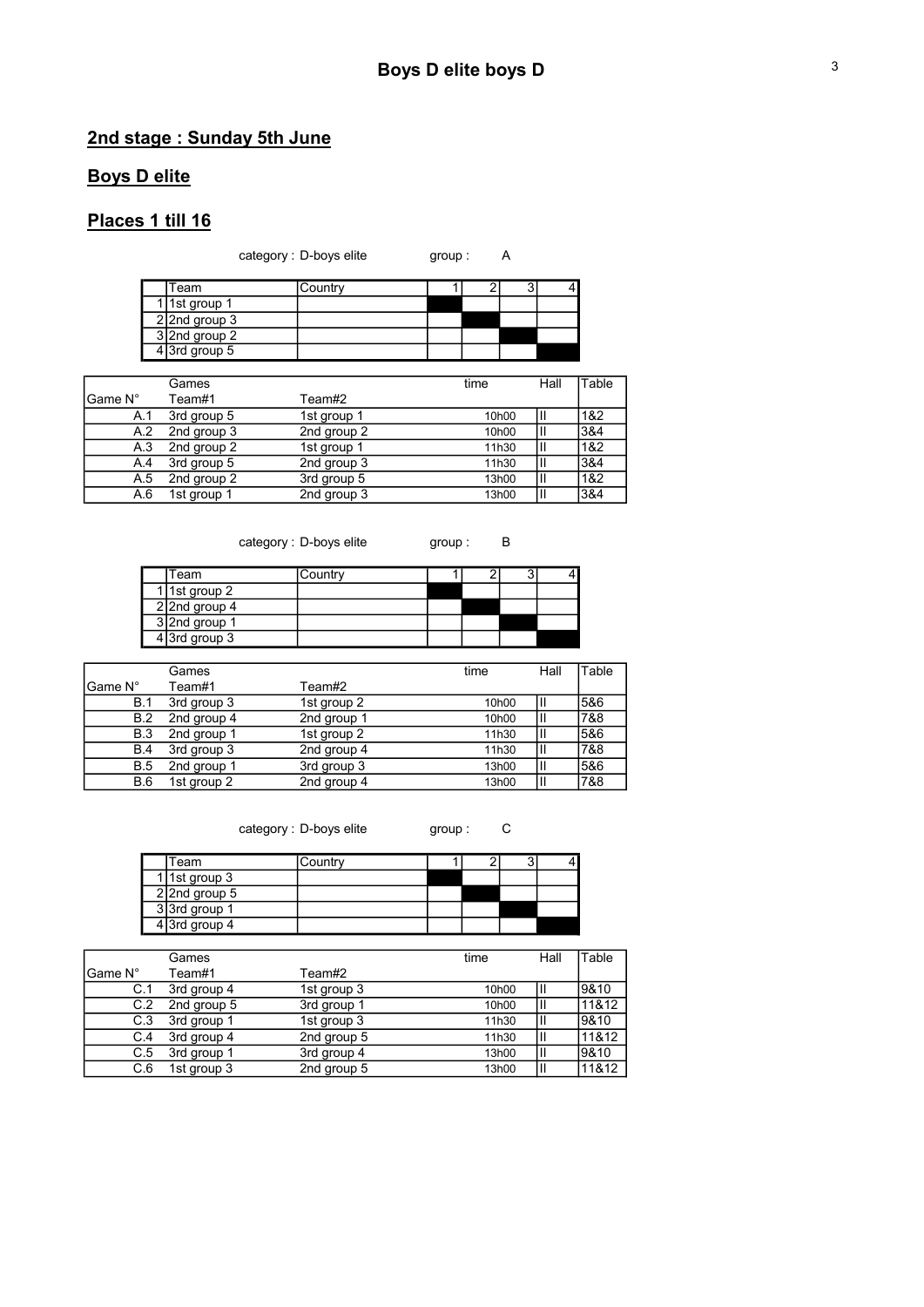# Boys D elite boys D

## 2nd stage : Sunday 5th June

## Boys D elite

## Places 1 till 16

category : D-boys elite group : A

| | Team | Country | 1 | 2 | 3 | 4 |
|---|---|---|---|---|---|---|
| 1 | 1st group 1 | | | | | |
| 2 | 2nd group 3 | | | | | |
| 3 | 2nd group 2 | | | | | |
| 4 | 3rd group 5 | | | | | |

| Game N° | Games Team#1 | Team#2 | time | Hall | Table |
|---|---|---|---|---|---|
| A.1 | 3rd group 5 | 1st group 1 | 10h00 | II | 1&2 |
| A.2 | 2nd group 3 | 2nd group 2 | 10h00 | II | 3&4 |
| A.3 | 2nd group 2 | 1st group 1 | 11h30 | II | 1&2 |
| A.4 | 3rd group 5 | 2nd group 3 | 11h30 | II | 3&4 |
| A.5 | 2nd group 2 | 3rd group 5 | 13h00 | II | 1&2 |
| A.6 | 1st group 1 | 2nd group 3 | 13h00 | II | 3&4 |

category : D-boys elite group : B

| | Team | Country | 1 | 2 | 3 | 4 |
|---|---|---|---|---|---|---|
| 1 | 1st group 2 | | | | | |
| 2 | 2nd group 4 | | | | | |
| 3 | 2nd group 1 | | | | | |
| 4 | 3rd group 3 | | | | | |

| Game N° | Games Team#1 | Team#2 | time | Hall | Table |
|---|---|---|---|---|---|
| B.1 | 3rd group 3 | 1st group 2 | 10h00 | II | 5&6 |
| B.2 | 2nd group 4 | 2nd group 1 | 10h00 | II | 7&8 |
| B.3 | 2nd group 1 | 1st group 2 | 11h30 | II | 5&6 |
| B.4 | 3rd group 3 | 2nd group 4 | 11h30 | II | 7&8 |
| B.5 | 2nd group 1 | 3rd group 3 | 13h00 | II | 5&6 |
| B.6 | 1st group 2 | 2nd group 4 | 13h00 | II | 7&8 |

category : D-boys elite group : C

| | Team | Country | 1 | 2 | 3 | 4 |
|---|---|---|---|---|---|---|
| 1 | 1st group 3 | | | | | |
| 2 | 2nd group 5 | | | | | |
| 3 | 3rd group 1 | | | | | |
| 4 | 3rd group 4 | | | | | |

| Game N° | Games Team#1 | Team#2 | time | Hall | Table |
|---|---|---|---|---|---|
| C.1 | 3rd group 4 | 1st group 3 | 10h00 | II | 9&10 |
| C.2 | 2nd group 5 | 3rd group 1 | 10h00 | II | 11&12 |
| C.3 | 3rd group 1 | 1st group 3 | 11h30 | II | 9&10 |
| C.4 | 3rd group 4 | 2nd group 5 | 11h30 | II | 11&12 |
| C.5 | 3rd group 1 | 3rd group 4 | 13h00 | II | 9&10 |
| C.6 | 1st group 3 | 2nd group 5 | 13h00 | II | 11&12 |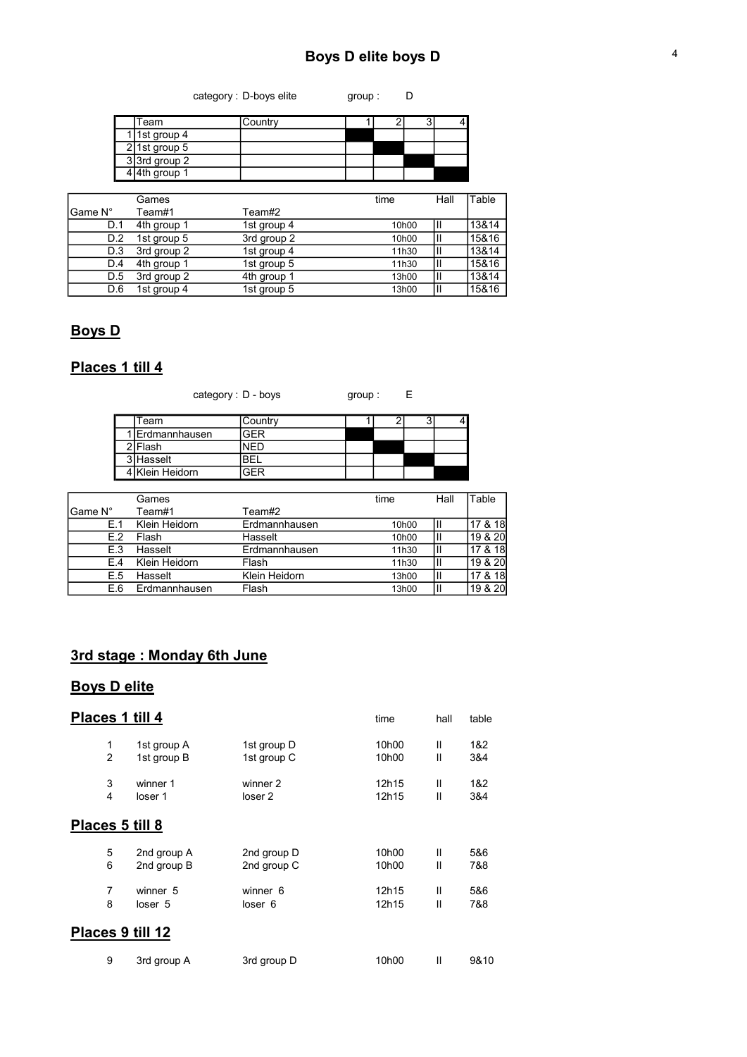## Boys D elite boys D

category : D-boys elite group : D

| | Team | Country | 1 | 2 | 3 | 4 |
|---|---|---|---|---|---|---|
| 1 | 1st group 4 | | | | | |
| 2 | 1st group 5 | | | | | |
| 3 | 3rd group 2 | | | | | |
| 4 | 4th group 1 | | | | | |

| Game N° | Games Team#1 | Team#2 | time | Hall | Table |
|---|---|---|---|---|---|
| D.1 | 4th group 1 | 1st group 4 | 10h00 | II | 13&14 |
| D.2 | 1st group 5 | 3rd group 2 | 10h00 | II | 15&16 |
| D.3 | 3rd group 2 | 1st group 4 | 11h30 | II | 13&14 |
| D.4 | 4th group 1 | 1st group 5 | 11h30 | II | 15&16 |
| D.5 | 3rd group 2 | 4th group 1 | 13h00 | II | 13&14 |
| D.6 | 1st group 4 | 1st group 5 | 13h00 | II | 15&16 |

## Boys D

### Places 1 till 4

category : D - boys group : E

| | Team | Country | 1 | 2 | 3 | 4 |
|---|---|---|---|---|---|---|
| 1 | Erdmannhausen | GER | | | | |
| 2 | Flash | NED | | | | |
| 3 | Hasselt | BEL | | | | |
| 4 | Klein Heidorn | GER | | | | |

| Game N° | Games Team#1 | Team#2 | time | Hall | Table |
|---|---|---|---|---|---|
| E.1 | Klein Heidorn | Erdmannhausen | 10h00 | II | 17 & 18 |
| E.2 | Flash | Hasselt | 10h00 | II | 19 & 20 |
| E.3 | Hasselt | Erdmannhausen | 11h30 | II | 17 & 18 |
| E.4 | Klein Heidorn | Flash | 11h30 | II | 19 & 20 |
| E.5 | Hasselt | Klein Heidorn | 13h00 | II | 17 & 18 |
| E.6 | Erdmannhausen | Flash | 13h00 | II | 19 & 20 |

## 3rd stage : Monday 6th June

## Boys D elite

### Places 1 till 4

| | | | time | hall | table |
|---|---|---|---|---|---|
| 1 | 1st group A | 1st group D | 10h00 | II | 1&2 |
| 2 | 1st group B | 1st group C | 10h00 | II | 3&4 |
| 3 | winner 1 | winner 2 | 12h15 | II | 1&2 |
| 4 | loser 1 | loser 2 | 12h15 | II | 3&4 |

### Places 5 till 8

| | | | time | hall | table |
|---|---|---|---|---|---|
| 5 | 2nd group A | 2nd group D | 10h00 | II | 5&6 |
| 6 | 2nd group B | 2nd group C | 10h00 | II | 7&8 |
| 7 | winner 5 | winner 6 | 12h15 | II | 5&6 |
| 8 | loser 5 | loser 6 | 12h15 | II | 7&8 |

### Places 9 till 12

| | | | time | hall | table |
|---|---|---|---|---|---|
| 9 | 3rd group A | 3rd group D | 10h00 | II | 9&10 |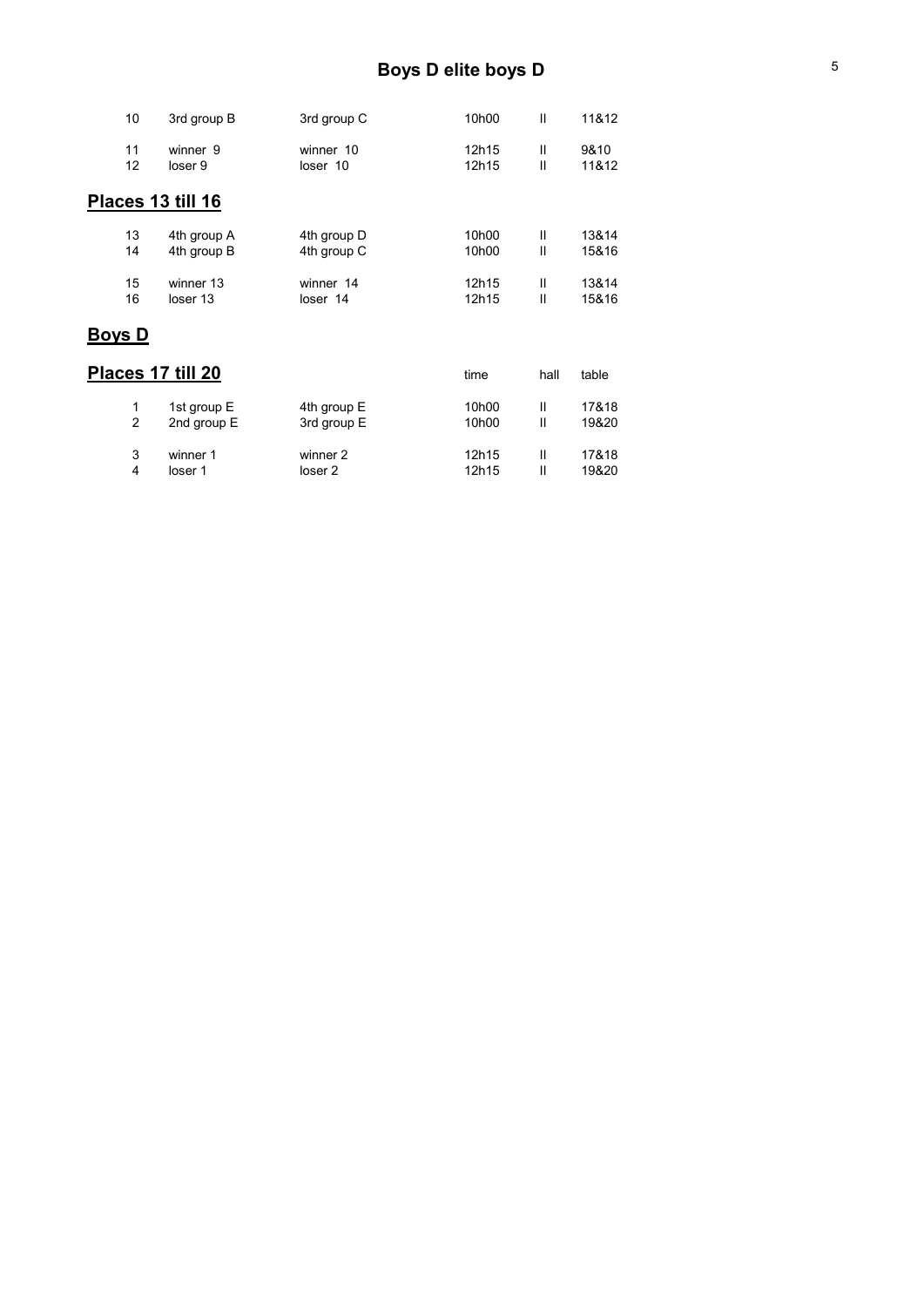# Boys D elite boys D

| | | | | | |
|---|---|---|---|---|---|
| 10 | 3rd group B | 3rd group C | 10h00 | II | 11&12 |
| 11 | winner 9 | winner 10 | 12h15 | II | 9&10 |
| 12 | loser 9 | loser 10 | 12h15 | II | 11&12 |

## Places 13 till 16

| | | | | | |
|---|---|---|---|---|---|
| 13 | 4th group A | 4th group D | 10h00 | II | 13&14 |
| 14 | 4th group B | 4th group C | 10h00 | II | 15&16 |
| 15 | winner 13 | winner 14 | 12h15 | II | 13&14 |
| 16 | loser 13 | loser 14 | 12h15 | II | 15&16 |

## Boys D

## Places 17 till 20

| | | | time | hall | table |
|---|---|---|---|---|---|
| 1 | 1st group E | 4th group E | 10h00 | II | 17&18 |
| 2 | 2nd group E | 3rd group E | 10h00 | II | 19&20 |
| 3 | winner 1 | winner 2 | 12h15 | II | 17&18 |
| 4 | loser 1 | loser 2 | 12h15 | II | 19&20 |